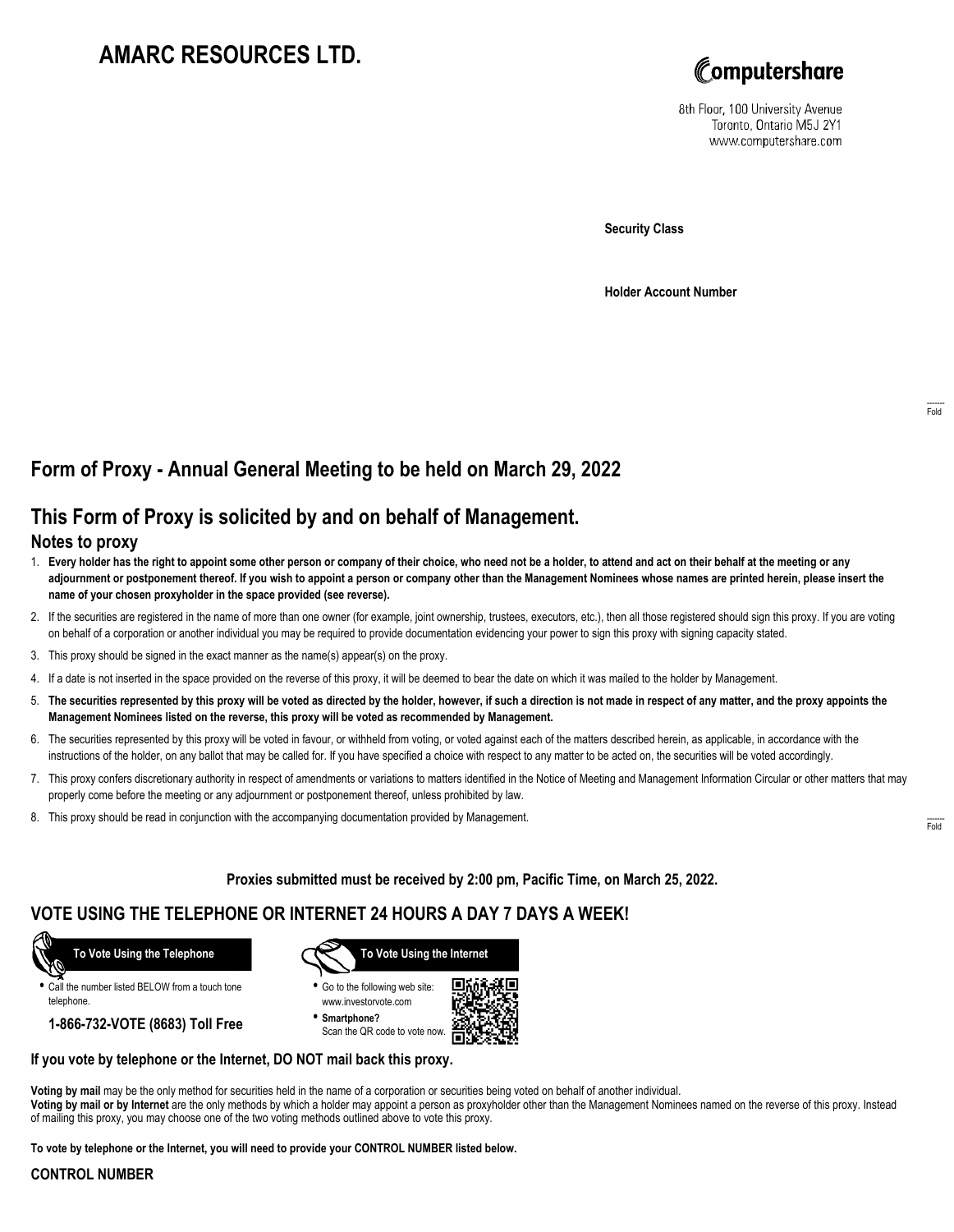# AMARC RESOURCES LTD.

Computershare

8th Floor, 100 University Avenue
Toronto, Ontario M5J 2Y1
www.computershare.com

**Security Class**

**Holder Account Number**

Fold

## Form of Proxy - Annual General Meeting to be held on March 29, 2022

## This Form of Proxy is solicited by and on behalf of Management.

### Notes to proxy

1. **Every holder has the right to appoint some other person or company of their choice, who need not be a holder, to attend and act on their behalf at the meeting or any adjournment or postponement thereof. If you wish to appoint a person or company other than the Management Nominees whose names are printed herein, please insert the name of your chosen proxyholder in the space provided (see reverse).**
2. If the securities are registered in the name of more than one owner (for example, joint ownership, trustees, executors, etc.), then all those registered should sign this proxy. If you are voting on behalf of a corporation or another individual you may be required to provide documentation evidencing your power to sign this proxy with signing capacity stated.
3. This proxy should be signed in the exact manner as the name(s) appear(s) on the proxy.
4. If a date is not inserted in the space provided on the reverse of this proxy, it will be deemed to bear the date on which it was mailed to the holder by Management.
5. **The securities represented by this proxy will be voted as directed by the holder, however, if such a direction is not made in respect of any matter, and the proxy appoints the Management Nominees listed on the reverse, this proxy will be voted as recommended by Management.**
6. The securities represented by this proxy will be voted in favour, or withheld from voting, or voted against each of the matters described herein, as applicable, in accordance with the instructions of the holder, on any ballot that may be called for. If you have specified a choice with respect to any matter to be acted on, the securities will be voted accordingly.
7. This proxy confers discretionary authority in respect of amendments or variations to matters identified in the Notice of Meeting and Management Information Circular or other matters that may properly come before the meeting or any adjournment or postponement thereof, unless prohibited by law.
8. This proxy should be read in conjunction with the accompanying documentation provided by Management.

Fold

**Proxies submitted must be received by 2:00 pm, Pacific Time, on March 25, 2022.**

## VOTE USING THE TELEPHONE OR INTERNET 24 HOURS A DAY 7 DAYS A WEEK!

**To Vote Using the Telephone**

- Call the number listed BELOW from a touch tone telephone.

**1-866-732-VOTE (8683) Toll Free**

**To Vote Using the Internet**

- Go to the following web site: www.investorvote.com
- **Smartphone?** Scan the QR code to vote now.

**If you vote by telephone or the Internet, DO NOT mail back this proxy.**

**Voting by mail** may be the only method for securities held in the name of a corporation or securities being voted on behalf of another individual.
**Voting by mail or by Internet** are the only methods by which a holder may appoint a person as proxyholder other than the Management Nominees named on the reverse of this proxy. Instead of mailing this proxy, you may choose one of the two voting methods outlined above to vote this proxy.

**To vote by telephone or the Internet, you will need to provide your CONTROL NUMBER listed below.**

**CONTROL NUMBER**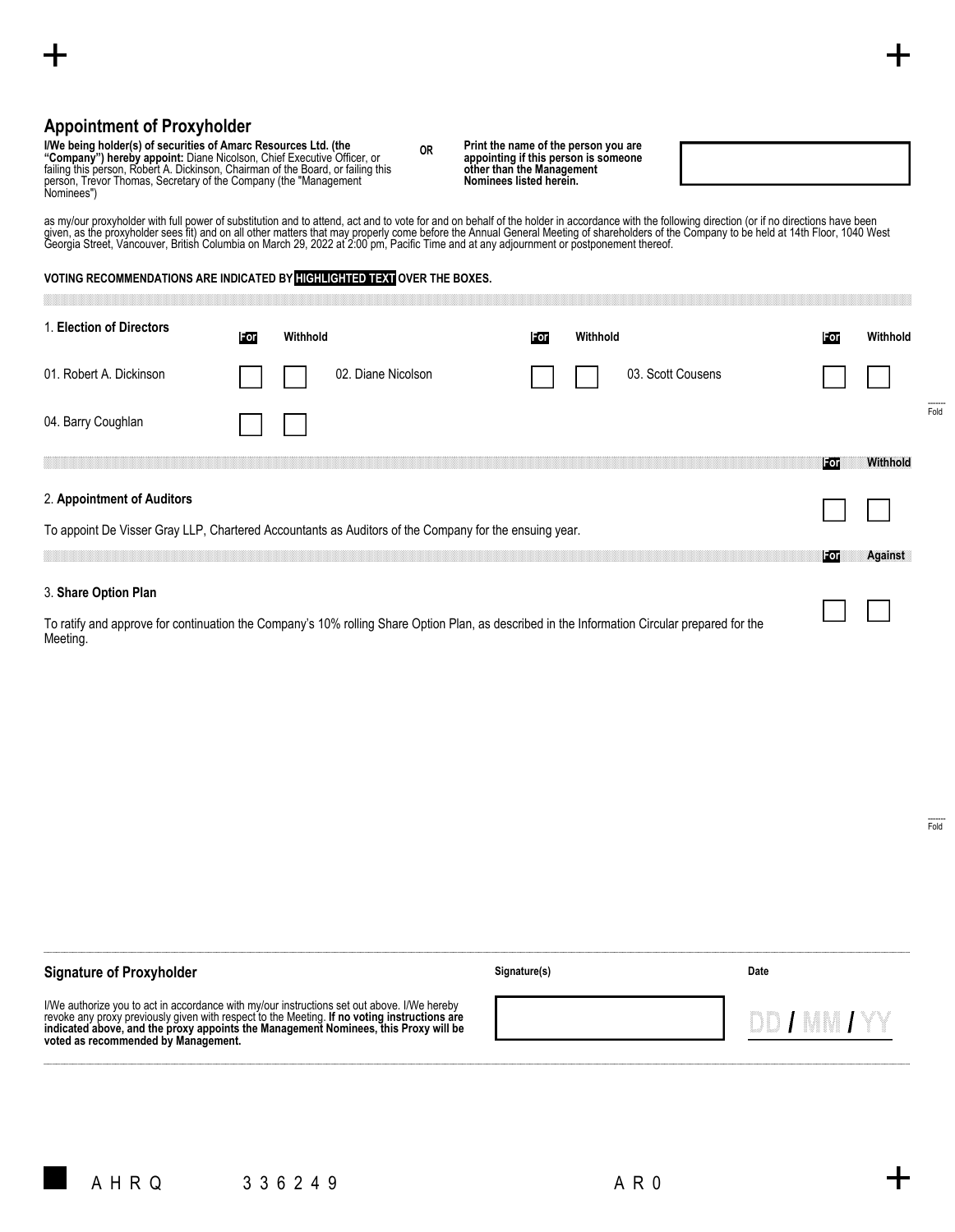## Appointment of Proxyholder

**I/We being holder(s) of securities of Amarc Resources Ltd. (the "Company") hereby appoint:** Diane Nicolson, Chief Executive Officer, or failing this person, Robert A. Dickinson, Chairman of the Board, or failing this person, Trevor Thomas, Secretary of the Company (the "Management Nominees")

**OR**

**Print the name of the person you are appointing if this person is someone other than the Management Nominees listed herein.**

as my/our proxyholder with full power of substitution and to attend, act and to vote for and on behalf of the holder in accordance with the following direction (or if no directions have been given, as the proxyholder sees fit) and on all other matters that may properly come before the Annual General Meeting of shareholders of the Company to be held at 14th Floor, 1040 West Georgia Street, Vancouver, British Columbia on March 29, 2022 at 2:00 pm, Pacific Time and at any adjournment or postponement thereof.

**VOTING RECOMMENDATIONS ARE INDICATED BY HIGHLIGHTED TEXT OVER THE BOXES.**

1. **Election of Directors**

| | For | Withhold | | For | Withhold | | For | Withhold |
|---|---|---|---|---|---|---|---|---|
| 01. Robert A. Dickinson | ☐ | ☐ | 02. Diane Nicolson | ☐ | ☐ | 03. Scott Cousens | ☐ | ☐ |
| 04. Barry Coughlan | ☐ | ☐ | | | | | | |

2. **Appointment of Auditors**

To appoint De Visser Gray LLP, Chartered Accountants as Auditors of the Company for the ensuing year.

For ☐ Withhold ☐

3. **Share Option Plan**

To ratify and approve for continuation the Company's 10% rolling Share Option Plan, as described in the Information Circular prepared for the Meeting.

For ☐ Against ☐

## Signature of Proxyholder

I/We authorize you to act in accordance with my/our instructions set out above. I/We hereby revoke any proxy previously given with respect to the Meeting. **If no voting instructions are indicated above, and the proxy appoints the Management Nominees, this Proxy will be voted as recommended by Management.**

Signature(s)

Date

DD / MM / YY

A H R Q 3 3 6 2 4 9 A R 0